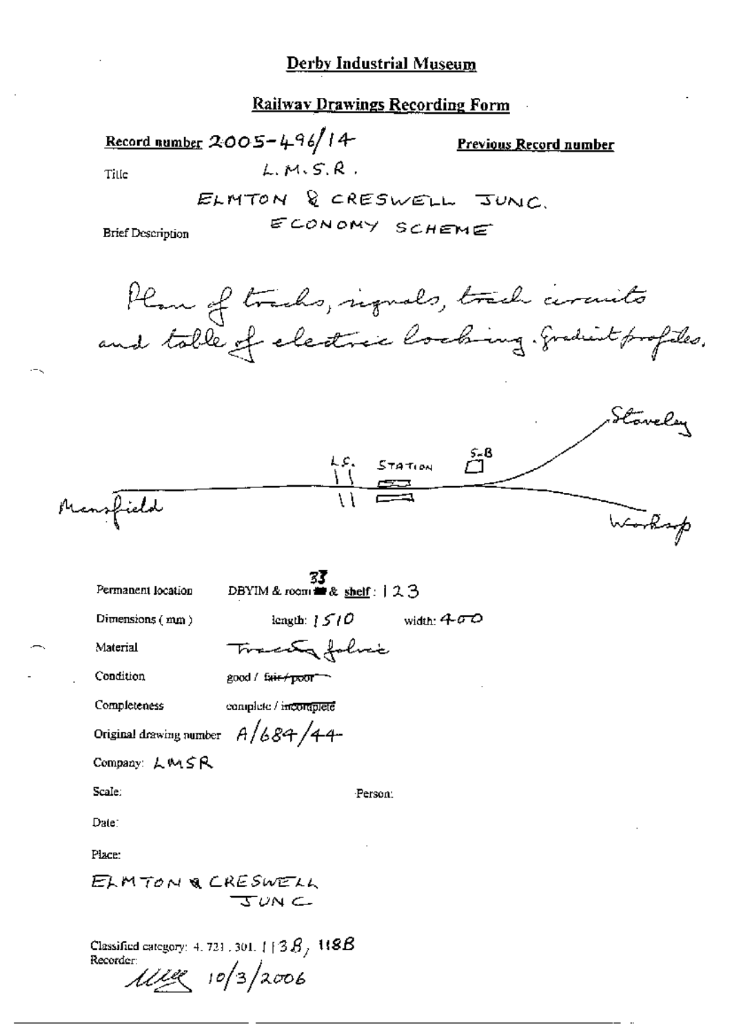# Derby Industrial Museum

## Railway Drawings Recording Form

**Record number** 2005-496/14

**Previous Record number**

Title L.M.S.R.

ELMTON & CRESWELL JUNC.

ECONOMY SCHEME

Brief Description

Plan of tracks, signals, track circuits and table of electric locking. Gradient profiles.

Staveley

L.C. STATION S-B

Mensfield

Worksop

Permanent location DBYIM & room 37 & shelf: 123

Dimensions (mm) length: 1510 width: 400

Material Tracing fabric

Condition good / ~~fair / poor~~

Completeness complete / ~~incomplete~~

Original drawing number A/684/44

Company: LMSR

Scale:

Person:

Date:

Place:

ELMTON & CRESWELL JUNC

Classified category: 4. 721. 301. 113B, 118B

Recorder: MLE 10/3/2006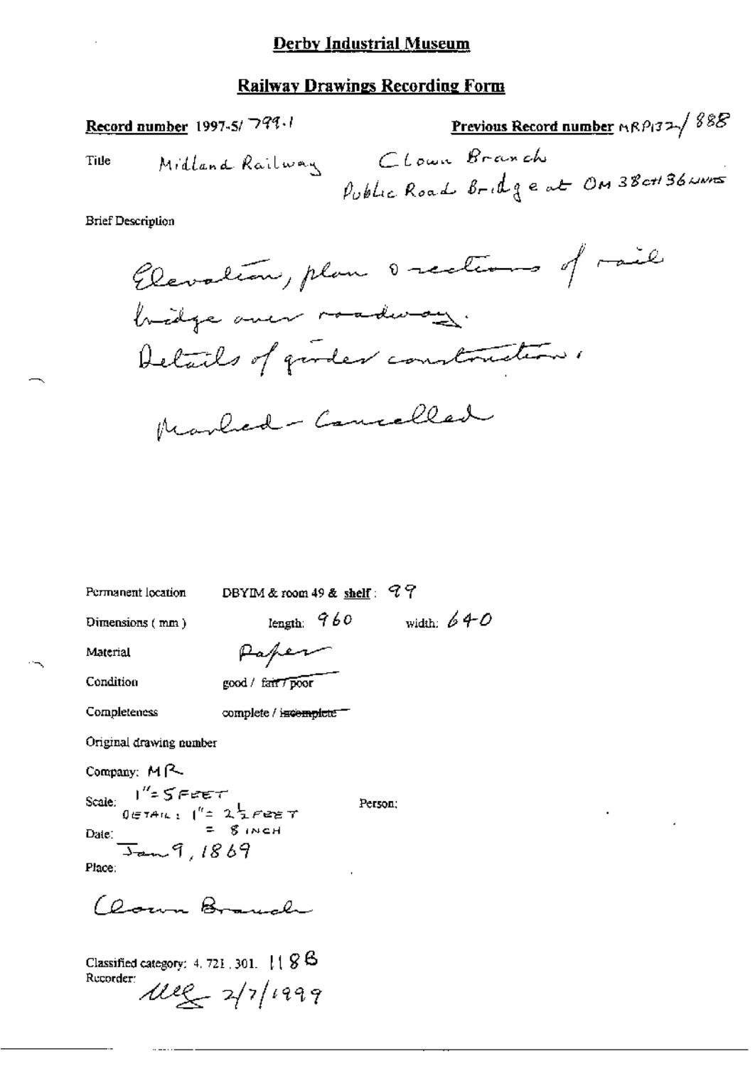# Derby Industrial Museum

## Railway Drawings Recording Form

**Record number** 1997-5/ 799.1

**Previous Record number** MRP132/ 888

Title: Midland Railway Clown Branch Public Road Bridge at OM 38ch 36 links

Brief Description

Elevation, plan & sections of rail bridge over roadway. Details of girder construction.

Marked - Cancelled

Permanent location: DBYIM & room 49 & **shelf**: 99

Dimensions (mm): length: 960 width: 640

Material: Paper

Condition: good / ~~fair / poor~~

Completeness: complete / ~~incomplete~~

Original drawing number

Company: MR

Scale: 1" = 5 FEET; DETAIL: 1" = 2½ FEET = 8 INCH

Person:

Date: Jan 9, 1869

Place: Clown Branch

Classified category: 4. 721. 301. 1188

Recorder: MEG 2/7/1999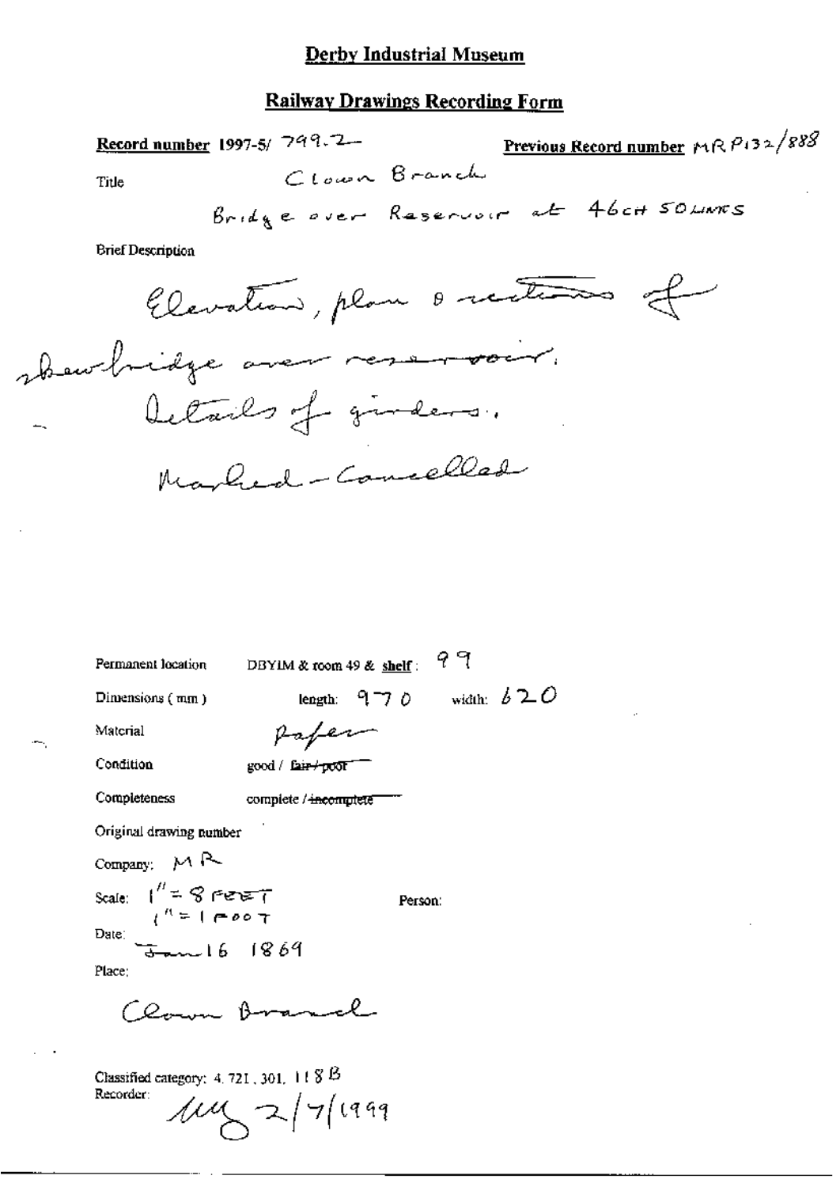# Derby Industrial Museum

## Railway Drawings Recording Form

**Record number** 1997-5/ 799.2 **Previous Record number** MR P132/888

Title: Clown Branch

Bridge over Reservoir at 46CH 50LINKS

Brief Description

Elevation, plan & sections of skewbridge over reservoir. Details of girders.

Marked - Cancelled

Permanent location: DBYIM & room 49 & shelf: 99

Dimensions (mm): length: 970 width: 620

Material: Paper

Condition: good / ~~fair / poor~~

Completeness: complete / ~~incomplete~~

Original drawing number

Company: MR

Scale: 1" = 8 FEET
1" = 1 FOOT

Person:

Date: Jan 16 1869

Place:

Clown Branch

Classified category: 4.721.301.118B

Recorder: [signature] 2/7/1999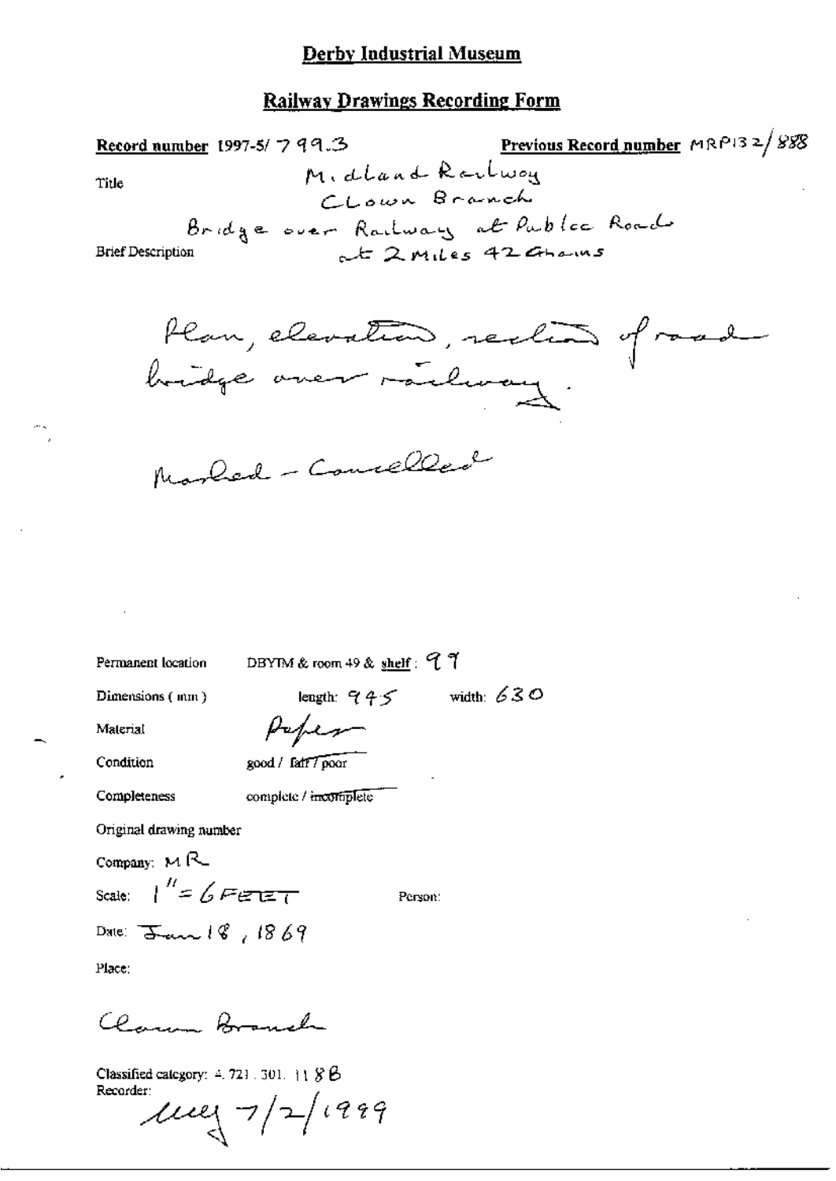# Derby Industrial Museum

## Railway Drawings Recording Form

**Record number** 1997-5/ 799.3 **Previous Record number** MRP132/888

Title: Midland Railway
Clown Branch
Bridge over Railway at Public Road
at 2 Miles 42 Chains

Brief Description

Plan, elevation, section of road bridge over railway.

Marked - Cancelled

Permanent location: DBYIM & room 49 & shelf: 97

Dimensions (mm): length: 945 width: 630

Material: Paper

Condition: good / ~~fair~~ / poor

Completeness: complete / ~~incomplete~~

Original drawing number

Company: MR

Scale: 1" = 6 FEET Person:

Date: Jan 18, 1869

Place:

Clown Branch

Classified category: 4.721.301.118B

Recorder: 7/2/1999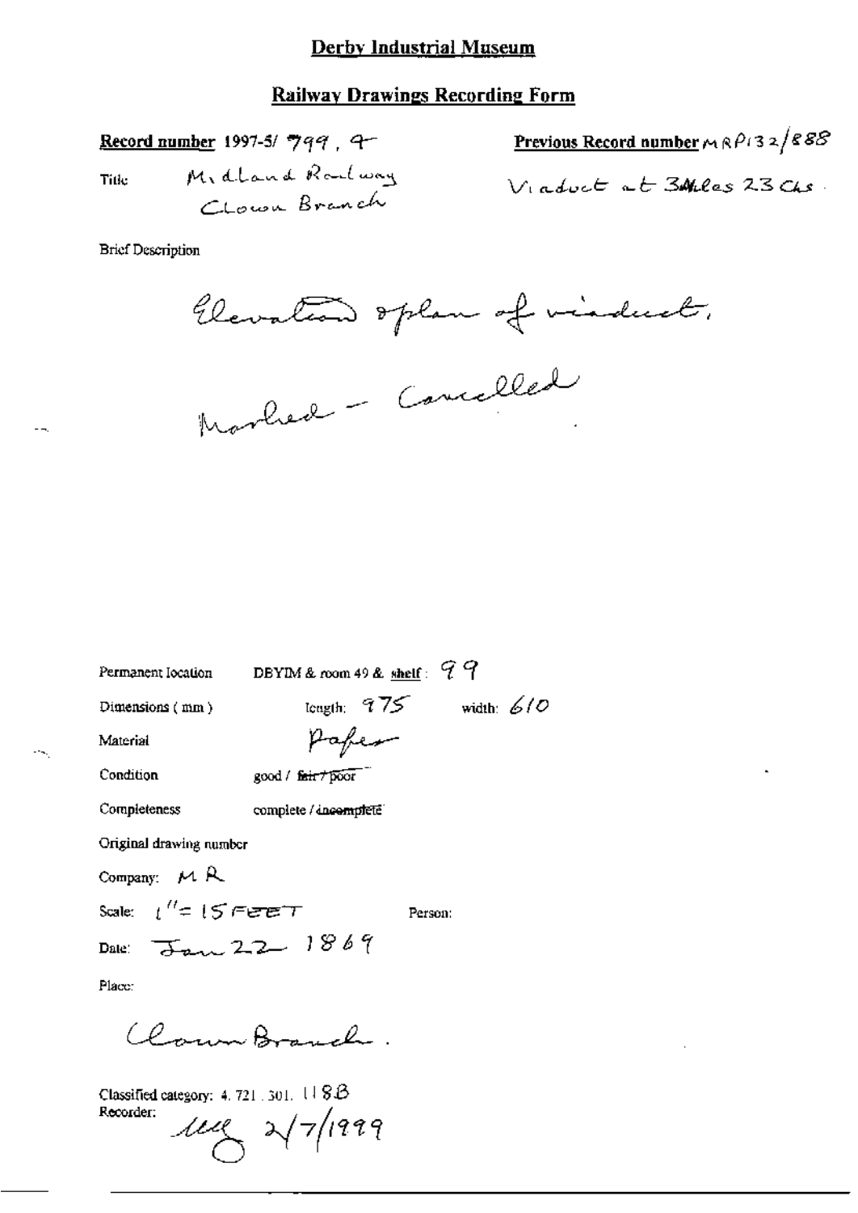# Derby Industrial Museum

## Railway Drawings Recording Form

**Record number** 1997-5/ 799 , 4

**Previous Record number** MRP132/888

Title Midland Railway Clown Branch

Viaduct at 3Miles 23 Chs.

Brief Description

Elevation & plan of viaduct.

Marked – Cancelled

Permanent location DBYIM & room 49 & shelf : 99

Dimensions ( mm ) length: 975 width: 610

Material Paper

Condition good / ~~fair / poor~~

Completeness complete / ~~incomplete~~

Original drawing number

Company: MR

Scale: 1" = 15 FEET Person:

Date: Jan 22 1869

Place:

Clown Branch.

Classified category: 4. 721. 301. 118B

Recorder: 2/7/1999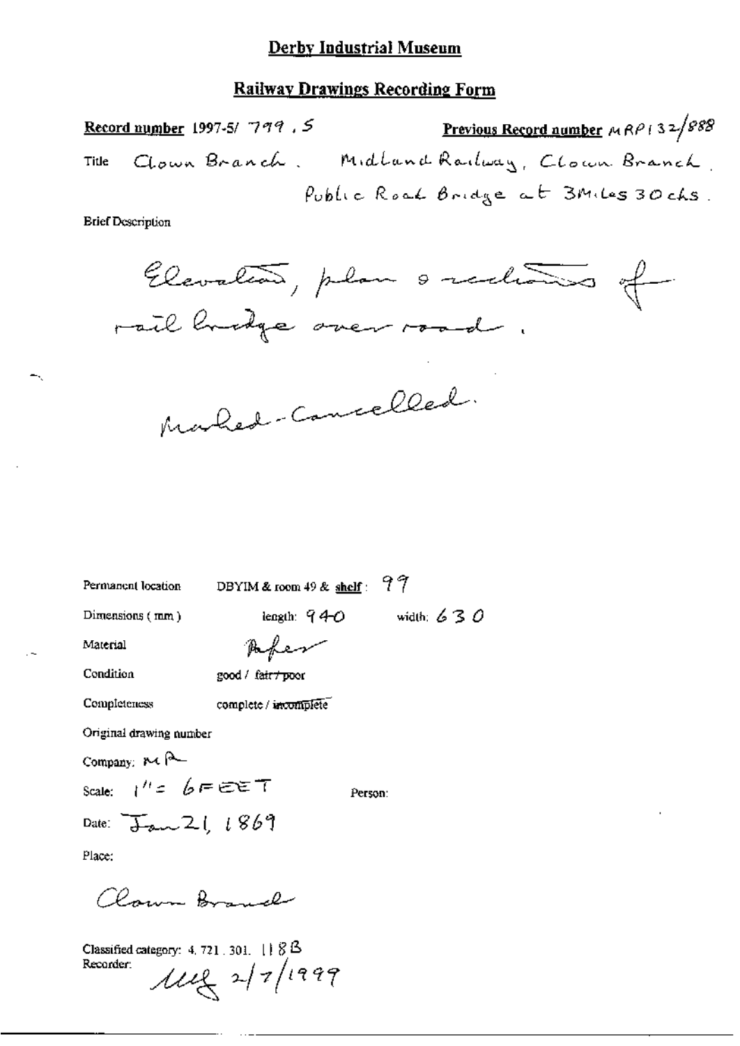# Derby Industrial Museum

## Railway Drawings Recording Form

**Record number** 1997-5/ 799 . 5 **Previous Record number** MRP132/888

Title Clown Branch. Midland Railway, Clown Branch. Public Road Bridge at 3Miles 30chs.

Brief Description

Elevation, plan & sections of rail bridge over road.

Marked - Cancelled.

Permanent location DBYIM & room 49 & **shelf**: 99

Dimensions (mm) length: 940 width: 630

Material Paper

Condition good / ~~fair / poor~~

Completeness complete / ~~incomplete~~

Original drawing number

Company: MR

Scale: 1" = 6 FEET Person:

Date: Jan 21, 1869

Place:

Clown Branch

Classified category: 4. 721. 301. 118B

Recorder: MG 2/7/1999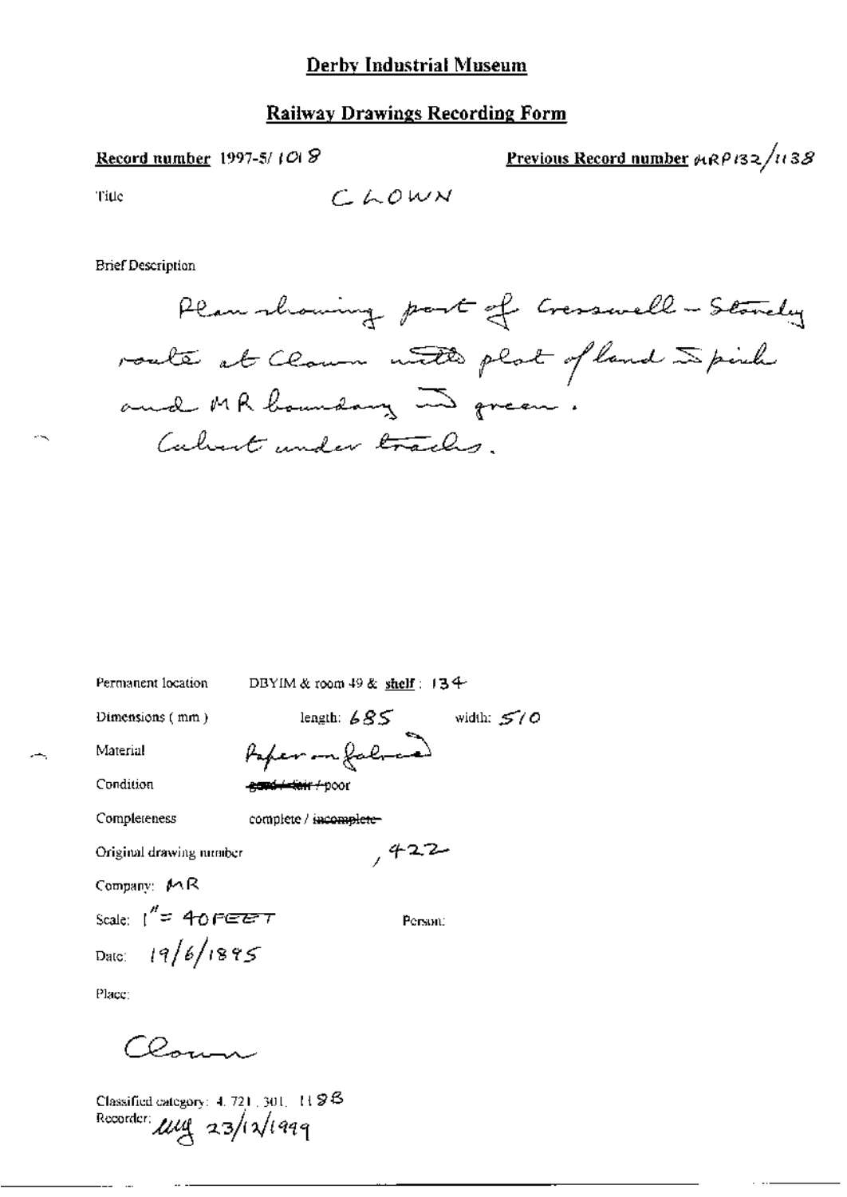# Derby Industrial Museum

## Railway Drawings Recording Form

**Record number** 1997-5/ 1018

**Previous Record number** MRP132/1138

Title CLOWN

Brief Description

Plan showing part of Cresswell - Staveley route at Clown with plot of land in pink and MR boundary in green. Culvert under tracks.

Permanent location DBYIM & room 49 & **shelf** : 134

Dimensions (mm) length: 685 width: 510

Material Paper on fabric

Condition ~~good / fair~~ / poor

Completeness complete / ~~incomplete~~

Original drawing number , 422

Company: MR

Scale: 1" = 40 FEET

Person:

Date: 19/6/1895

Place:

Clown

Classified category: 4. 721. 301. 1198

Recorder: [initials] 23/12/1999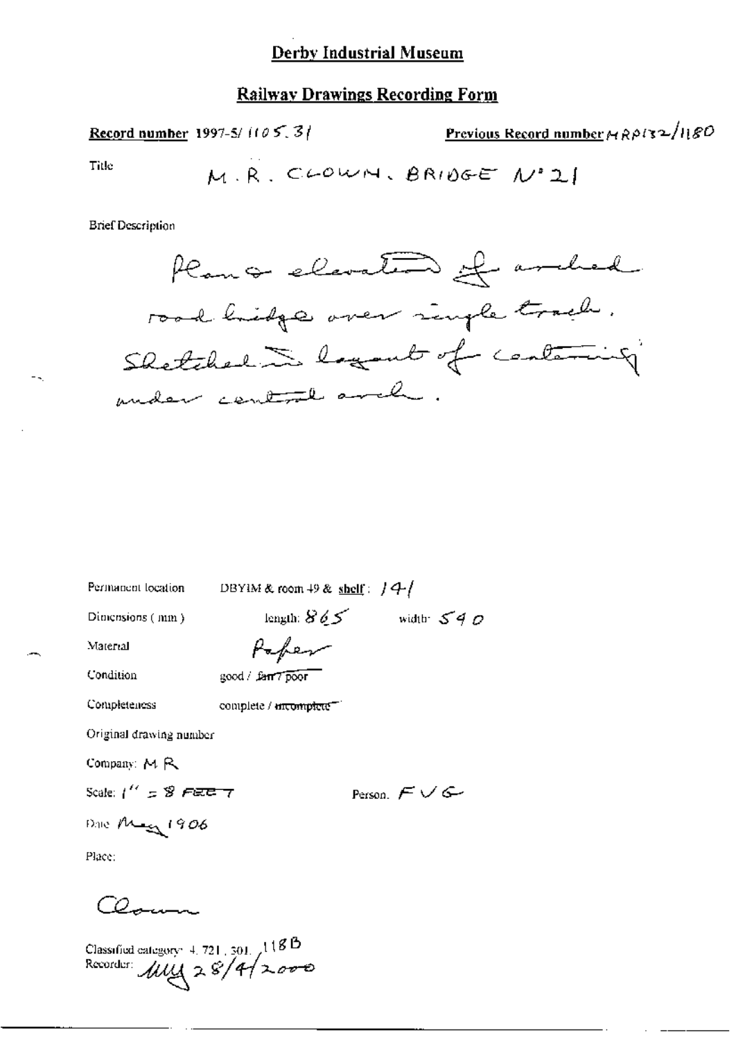# Derby Industrial Museum

## Railway Drawings Recording Form

**Record number** 1997-5/ 1105.31

**Previous Record number** MRP132/1180

Title: M.R. CLOWN. BRIDGE N°21

Brief Description

Plan & elevation of arched road bridge over single track. Sketched in layout of centering under central arch.

Permanent location: DBYIM & room 49 & shelf: 141

Dimensions (mm): length: 865 width: 540

Material: Paper

Condition: good / ~~fair / poor~~

Completeness: complete / ~~incomplete~~

Original drawing number

Company: MR

Scale: 1" = 8 FEET

Person: FVG

Date: May 1906

Place:

Clown

Classified category: 4.721.301.118B

Recorder: MM 28/4/2000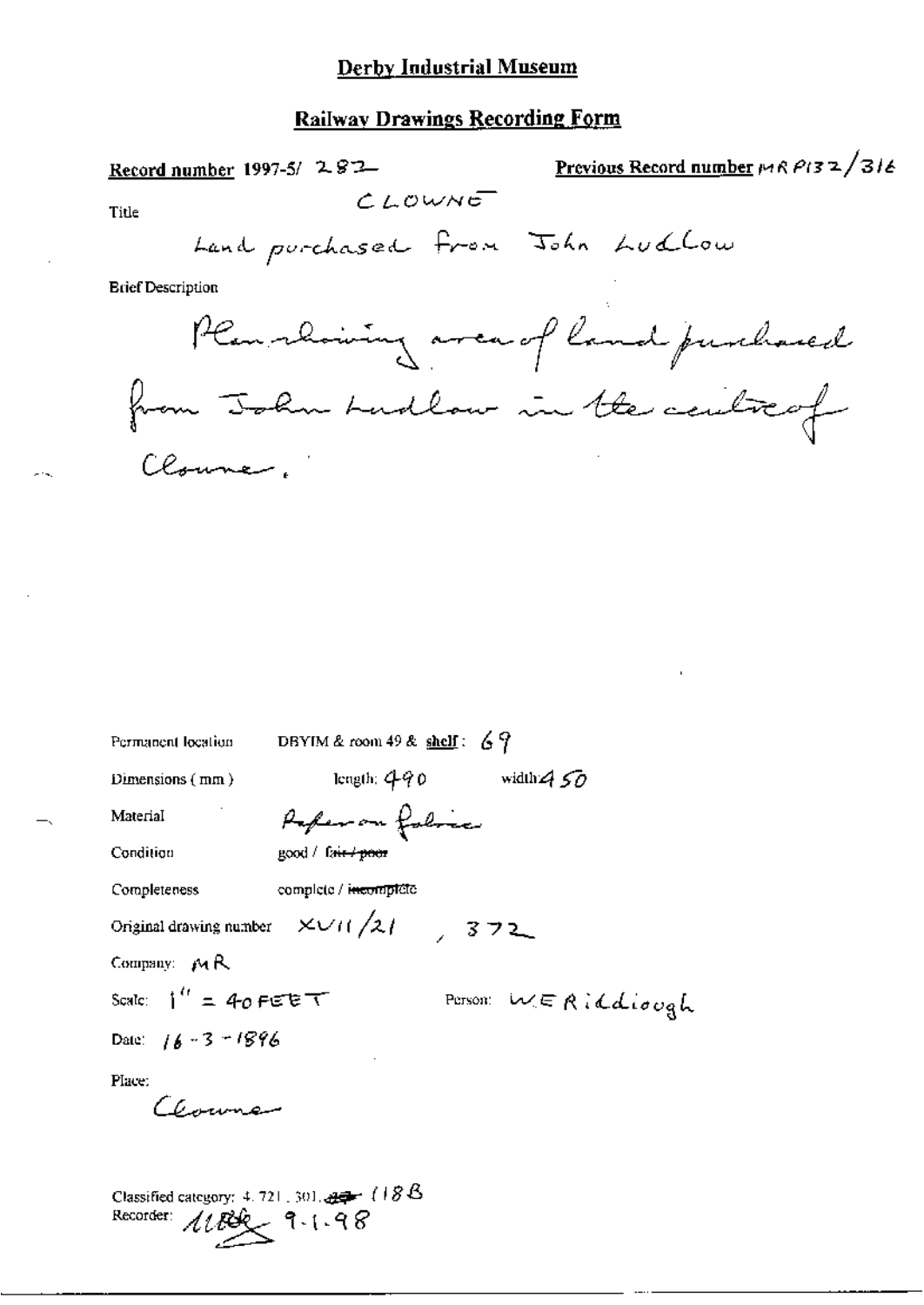## Derby Industrial Museum

## Railway Drawings Recording Form

**Record number** 1997-5/ 282 **Previous Record number** MR P132/316

Title
CLOWNE
Land purchased from John Ludlow

Brief Description

Plan showing area of land purchased from John Ludlow in the centre of Clowne.

Permanent location DBYIM & room 49 & **shelf**: 69

Dimensions (mm) length: 490 width: 450

Material Paper on fabric

Condition good / ~~fair / poor~~

Completeness complete / ~~incomplete~~

Original drawing number XVII/21, 372

Company: MR

Scale: 1" = 40 FEET Person: W E Riddiough

Date: 16-3-1896

Place:
Clowne

Classified category: 4.721.301.~~…~~ 118B
Recorder: ~~…~~ 9-1-98